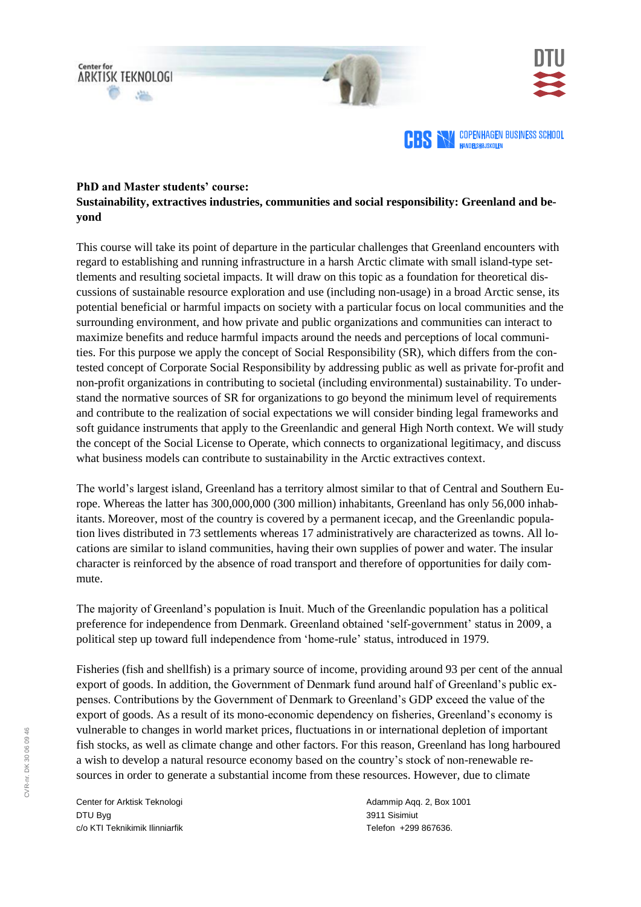**PhD and Master students' course:**
**Sustainability, extractives industries, communities and social responsibility: Greenland and beyond**

This course will take its point of departure in the particular challenges that Greenland encounters with regard to establishing and running infrastructure in a harsh Arctic climate with small island-type settlements and resulting societal impacts. It will draw on this topic as a foundation for theoretical discussions of sustainable resource exploration and use (including non-usage) in a broad Arctic sense, its potential beneficial or harmful impacts on society with a particular focus on local communities and the surrounding environment, and how private and public organizations and communities can interact to maximize benefits and reduce harmful impacts around the needs and perceptions of local communities. For this purpose we apply the concept of Social Responsibility (SR), which differs from the contested concept of Corporate Social Responsibility by addressing public as well as private for-profit and non-profit organizations in contributing to societal (including environmental) sustainability. To understand the normative sources of SR for organizations to go beyond the minimum level of requirements and contribute to the realization of social expectations we will consider binding legal frameworks and soft guidance instruments that apply to the Greenlandic and general High North context. We will study the concept of the Social License to Operate, which connects to organizational legitimacy, and discuss what business models can contribute to sustainability in the Arctic extractives context.

The world's largest island, Greenland has a territory almost similar to that of Central and Southern Europe. Whereas the latter has 300,000,000 (300 million) inhabitants, Greenland has only 56,000 inhabitants. Moreover, most of the country is covered by a permanent icecap, and the Greenlandic population lives distributed in 73 settlements whereas 17 administratively are characterized as towns. All locations are similar to island communities, having their own supplies of power and water. The insular character is reinforced by the absence of road transport and therefore of opportunities for daily commute.

The majority of Greenland's population is Inuit. Much of the Greenlandic population has a political preference for independence from Denmark. Greenland obtained 'self-government' status in 2009, a political step up toward full independence from 'home-rule' status, introduced in 1979.

Fisheries (fish and shellfish) is a primary source of income, providing around 93 per cent of the annual export of goods. In addition, the Government of Denmark fund around half of Greenland's public expenses. Contributions by the Government of Denmark to Greenland's GDP exceed the value of the export of goods. As a result of its mono-economic dependency on fisheries, Greenland's economy is vulnerable to changes in world market prices, fluctuations in or international depletion of important fish stocks, as well as climate change and other factors. For this reason, Greenland has long harboured a wish to develop a natural resource economy based on the country's stock of non-renewable resources in order to generate a substantial income from these resources. However, due to climate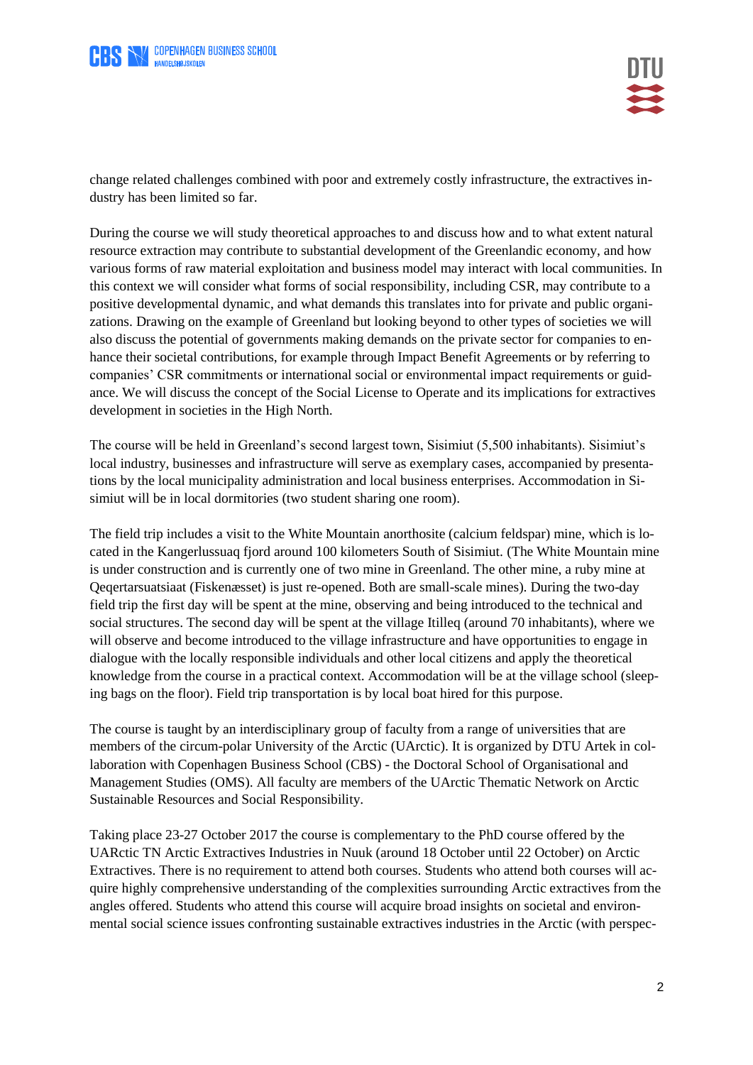change related challenges combined with poor and extremely costly infrastructure, the extractives industry has been limited so far.

During the course we will study theoretical approaches to and discuss how and to what extent natural resource extraction may contribute to substantial development of the Greenlandic economy, and how various forms of raw material exploitation and business model may interact with local communities. In this context we will consider what forms of social responsibility, including CSR, may contribute to a positive developmental dynamic, and what demands this translates into for private and public organizations. Drawing on the example of Greenland but looking beyond to other types of societies we will also discuss the potential of governments making demands on the private sector for companies to enhance their societal contributions, for example through Impact Benefit Agreements or by referring to companies' CSR commitments or international social or environmental impact requirements or guidance. We will discuss the concept of the Social License to Operate and its implications for extractives development in societies in the High North.

The course will be held in Greenland's second largest town, Sisimiut (5,500 inhabitants). Sisimiut's local industry, businesses and infrastructure will serve as exemplary cases, accompanied by presentations by the local municipality administration and local business enterprises. Accommodation in Sisimiut will be in local dormitories (two student sharing one room).

The field trip includes a visit to the White Mountain anorthosite (calcium feldspar) mine, which is located in the Kangerlussuaq fjord around 100 kilometers South of Sisimiut. (The White Mountain mine is under construction and is currently one of two mine in Greenland. The other mine, a ruby mine at Qeqertarsuatsiaat (Fiskenæsset) is just re-opened. Both are small-scale mines). During the two-day field trip the first day will be spent at the mine, observing and being introduced to the technical and social structures. The second day will be spent at the village Itilleq (around 70 inhabitants), where we will observe and become introduced to the village infrastructure and have opportunities to engage in dialogue with the locally responsible individuals and other local citizens and apply the theoretical knowledge from the course in a practical context. Accommodation will be at the village school (sleeping bags on the floor). Field trip transportation is by local boat hired for this purpose.

The course is taught by an interdisciplinary group of faculty from a range of universities that are members of the circum-polar University of the Arctic (UArctic). It is organized by DTU Artek in collaboration with Copenhagen Business School (CBS) - the Doctoral School of Organisational and Management Studies (OMS). All faculty are members of the UArctic Thematic Network on Arctic Sustainable Resources and Social Responsibility.

Taking place 23-27 October 2017 the course is complementary to the PhD course offered by the UARctic TN Arctic Extractives Industries in Nuuk (around 18 October until 22 October) on Arctic Extractives. There is no requirement to attend both courses. Students who attend both courses will acquire highly comprehensive understanding of the complexities surrounding Arctic extractives from the angles offered. Students who attend this course will acquire broad insights on societal and environmental social science issues confronting sustainable extractives industries in the Arctic (with perspec-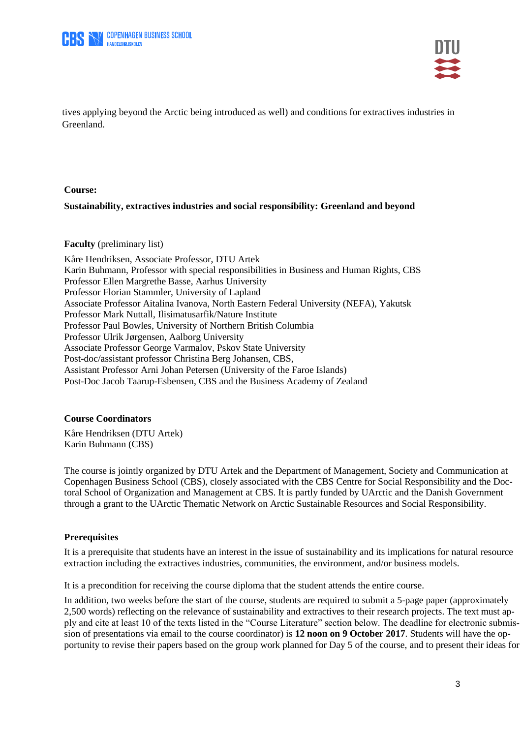tives applying beyond the Arctic being introduced as well) and conditions for extractives industries in Greenland.

**Course:**

**Sustainability, extractives industries and social responsibility: Greenland and beyond**

**Faculty** (preliminary list)

Kåre Hendriksen, Associate Professor, DTU Artek
Karin Buhmann, Professor with special responsibilities in Business and Human Rights, CBS
Professor Ellen Margrethe Basse, Aarhus University
Professor Florian Stammler, University of Lapland
Associate Professor Aitalina Ivanova, North Eastern Federal University (NEFA), Yakutsk
Professor Mark Nuttall, Ilisimatusarfik/Nature Institute
Professor Paul Bowles, University of Northern British Columbia
Professor Ulrik Jørgensen, Aalborg University
Associate Professor George Varmalov, Pskov State University
Post-doc/assistant professor Christina Berg Johansen, CBS,
Assistant Professor Arni Johan Petersen (University of the Faroe Islands)
Post-Doc Jacob Taarup-Esbensen, CBS and the Business Academy of Zealand

**Course Coordinators**

Kåre Hendriksen (DTU Artek)
Karin Buhmann (CBS)

The course is jointly organized by DTU Artek and the Department of Management, Society and Communication at Copenhagen Business School (CBS), closely associated with the CBS Centre for Social Responsibility and the Doctoral School of Organization and Management at CBS. It is partly funded by UArctic and the Danish Government through a grant to the UArctic Thematic Network on Arctic Sustainable Resources and Social Responsibility.

**Prerequisites**

It is a prerequisite that students have an interest in the issue of sustainability and its implications for natural resource extraction including the extractives industries, communities, the environment, and/or business models.

It is a precondition for receiving the course diploma that the student attends the entire course.

In addition, two weeks before the start of the course, students are required to submit a 5-page paper (approximately 2,500 words) reflecting on the relevance of sustainability and extractives to their research projects. The text must apply and cite at least 10 of the texts listed in the "Course Literature" section below. The deadline for electronic submission of presentations via email to the course coordinator) is **12 noon on 9 October 2017**. Students will have the opportunity to revise their papers based on the group work planned for Day 5 of the course, and to present their ideas for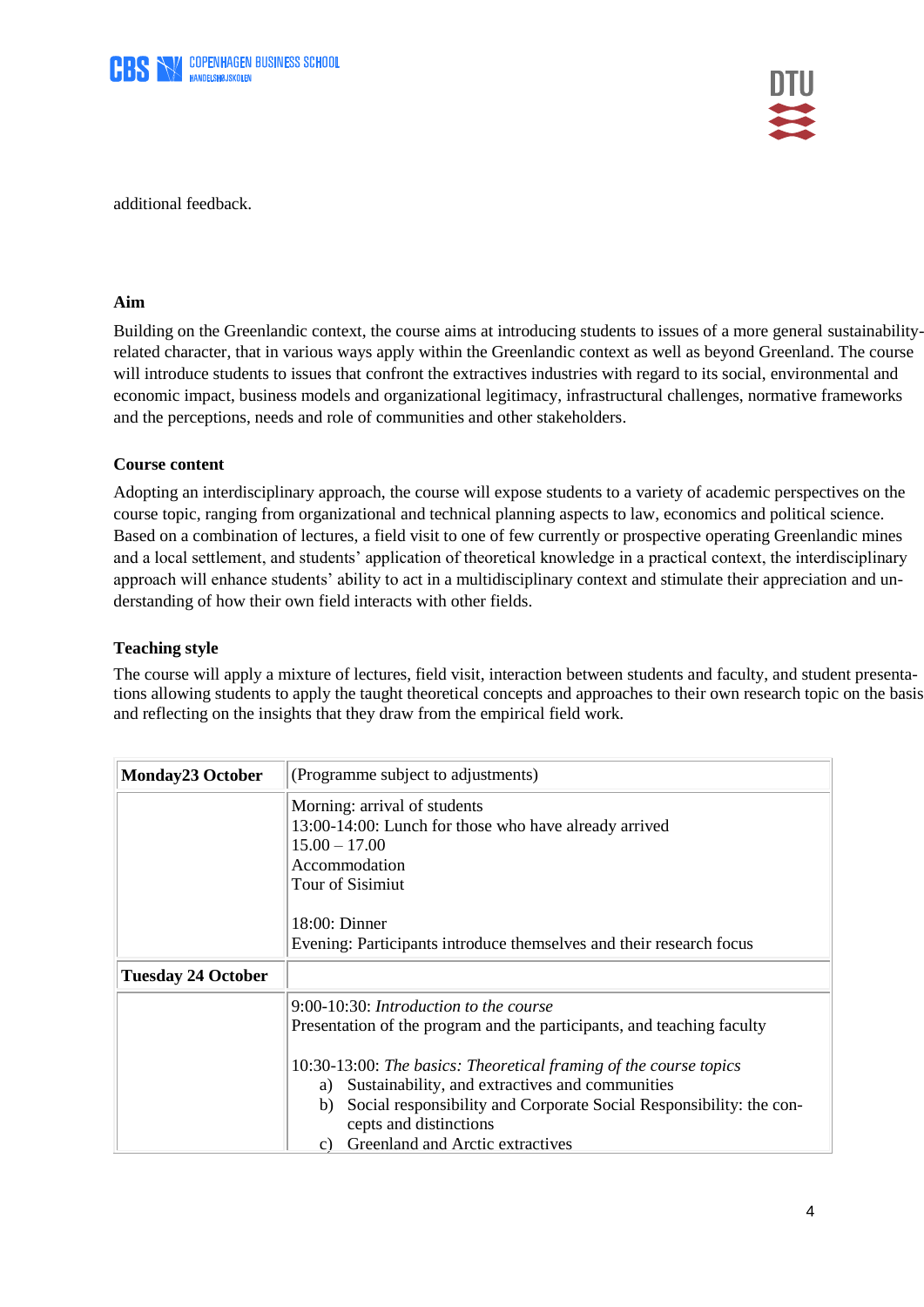additional feedback.

**Aim**

Building on the Greenlandic context, the course aims at introducing students to issues of a more general sustainability-related character, that in various ways apply within the Greenlandic context as well as beyond Greenland. The course will introduce students to issues that confront the extractives industries with regard to its social, environmental and economic impact, business models and organizational legitimacy, infrastructural challenges, normative frameworks and the perceptions, needs and role of communities and other stakeholders.

**Course content**

Adopting an interdisciplinary approach, the course will expose students to a variety of academic perspectives on the course topic, ranging from organizational and technical planning aspects to law, economics and political science. Based on a combination of lectures, a field visit to one of few currently or prospective operating Greenlandic mines and a local settlement, and students' application of theoretical knowledge in a practical context, the interdisciplinary approach will enhance students' ability to act in a multidisciplinary context and stimulate their appreciation and understanding of how their own field interacts with other fields.

**Teaching style**

The course will apply a mixture of lectures, field visit, interaction between students and faculty, and student presentations allowing students to apply the taught theoretical concepts and approaches to their own research topic on the basis and reflecting on the insights that they draw from the empirical field work.

| **Monday23 October** | (Programme subject to adjustments) |
|---|---|
| | Morning: arrival of students<br>13:00-14:00: Lunch for those who have already arrived<br>15.00 – 17.00<br>Accommodation<br>Tour of Sisimiut<br><br>18:00: Dinner<br>Evening: Participants introduce themselves and their research focus |
| **Tuesday 24 October** | |
| | 9:00-10:30: *Introduction to the course*<br>Presentation of the program and the participants, and teaching faculty<br><br>10:30-13:00: *The basics: Theoretical framing of the course topics*<br>a) Sustainability, and extractives and communities<br>b) Social responsibility and Corporate Social Responsibility: the concepts and distinctions<br>c) Greenland and Arctic extractives |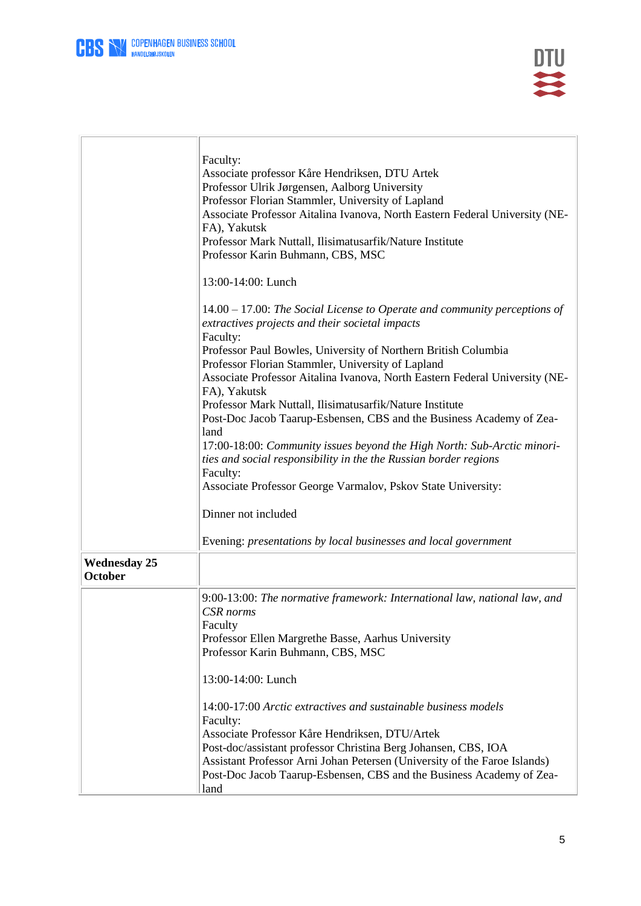| | |
|---|---|
| | Faculty:<br>Associate professor Kåre Hendriksen, DTU Artek<br>Professor Ulrik Jørgensen, Aalborg University<br>Professor Florian Stammler, University of Lapland<br>Associate Professor Aitalina Ivanova, North Eastern Federal University (NEFA), Yakutsk<br>Professor Mark Nuttall, Ilisimatusarfik/Nature Institute<br>Professor Karin Buhmann, CBS, MSC<br><br>13:00-14:00: Lunch<br><br>14.00 – 17.00: *The Social License to Operate and community perceptions of extractives projects and their societal impacts*<br>Faculty:<br>Professor Paul Bowles, University of Northern British Columbia<br>Professor Florian Stammler, University of Lapland<br>Associate Professor Aitalina Ivanova, North Eastern Federal University (NEFA), Yakutsk<br>Professor Mark Nuttall, Ilisimatusarfik/Nature Institute<br>Post-Doc Jacob Taarup-Esbensen, CBS and the Business Academy of Zealand<br>17:00-18:00: *Community issues beyond the High North: Sub-Arctic minorities and social responsibility in the the Russian border regions*<br>Faculty:<br>Associate Professor George Varmalov, Pskov State University:<br><br>Dinner not included<br><br>Evening: *presentations by local businesses and local government* |
| **Wednesday 25 October** | |
| | 9:00-13:00: *The normative framework: International law, national law, and CSR norms*<br>Faculty<br>Professor Ellen Margrethe Basse, Aarhus University<br>Professor Karin Buhmann, CBS, MSC<br><br>13:00-14:00: Lunch<br><br>14:00-17:00 *Arctic extractives and sustainable business models*<br>Faculty:<br>Associate Professor Kåre Hendriksen, DTU/Artek<br>Post-doc/assistant professor Christina Berg Johansen, CBS, IOA<br>Assistant Professor Arni Johan Petersen (University of the Faroe Islands)<br>Post-Doc Jacob Taarup-Esbensen, CBS and the Business Academy of Zealand |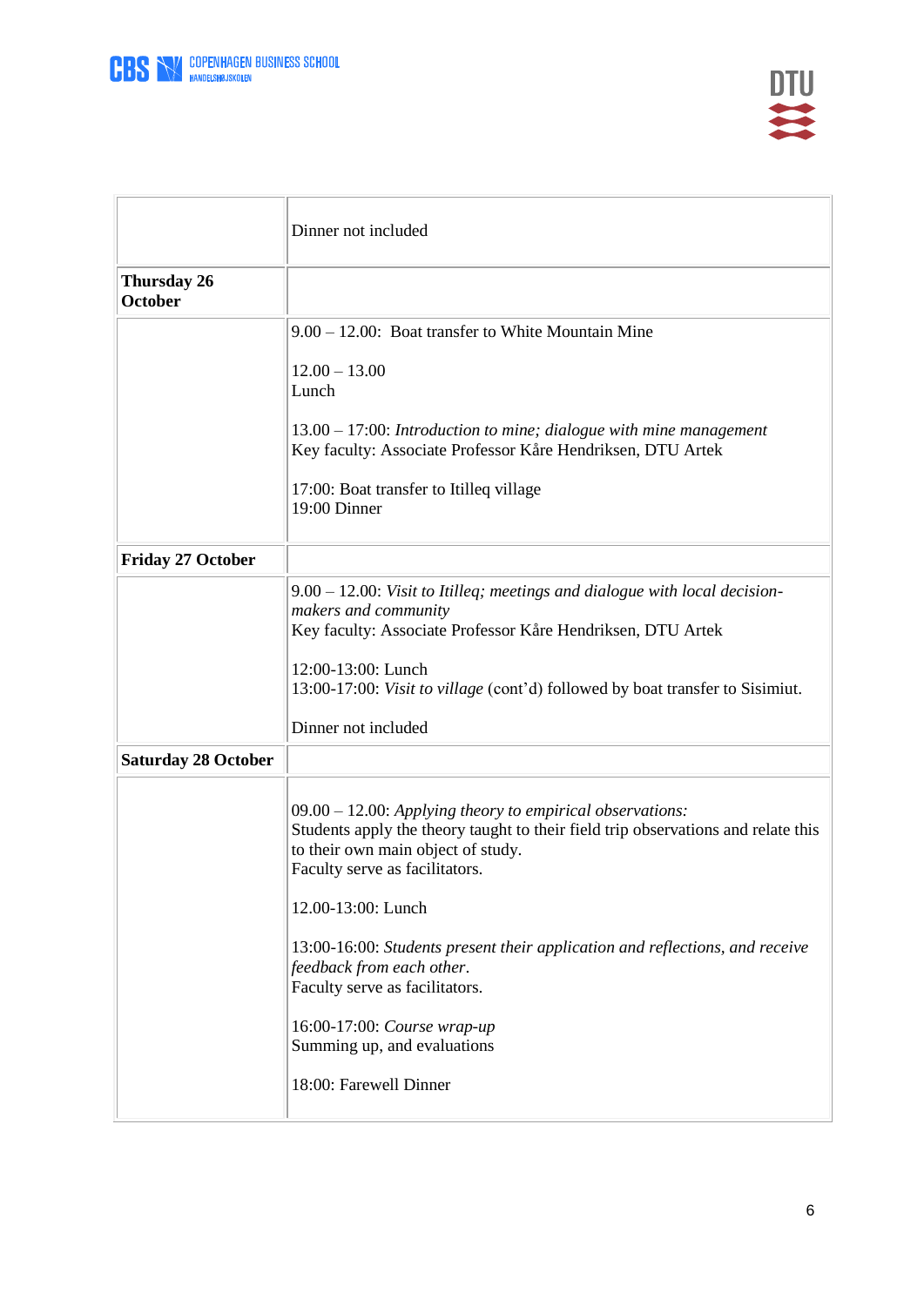| | |
|---|---|
| | Dinner not included |
| **Thursday 26 October** | |
| | 9.00 – 12.00: Boat transfer to White Mountain Mine<br><br>12.00 – 13.00<br>Lunch<br><br>13.00 – 17:00: *Introduction to mine; dialogue with mine management*<br>Key faculty: Associate Professor Kåre Hendriksen, DTU Artek<br><br>17:00: Boat transfer to Itilleq village<br>19:00 Dinner |
| **Friday 27 October** | |
| | 9.00 – 12.00: *Visit to Itilleq; meetings and dialogue with local decision-makers and community*<br>Key faculty: Associate Professor Kåre Hendriksen, DTU Artek<br><br>12:00-13:00: Lunch<br>13:00-17:00: *Visit to village* (cont'd) followed by boat transfer to Sisimiut.<br><br>Dinner not included |
| **Saturday 28 October** | |
| | 09.00 – 12.00: *Applying theory to empirical observations:*<br>Students apply the theory taught to their field trip observations and relate this to their own main object of study.<br>Faculty serve as facilitators.<br><br>12.00-13:00: Lunch<br><br>13:00-16:00: *Students present their application and reflections, and receive feedback from each other*.<br>Faculty serve as facilitators.<br><br>16:00-17:00: *Course wrap-up*<br>Summing up, and evaluations<br><br>18:00: Farewell Dinner |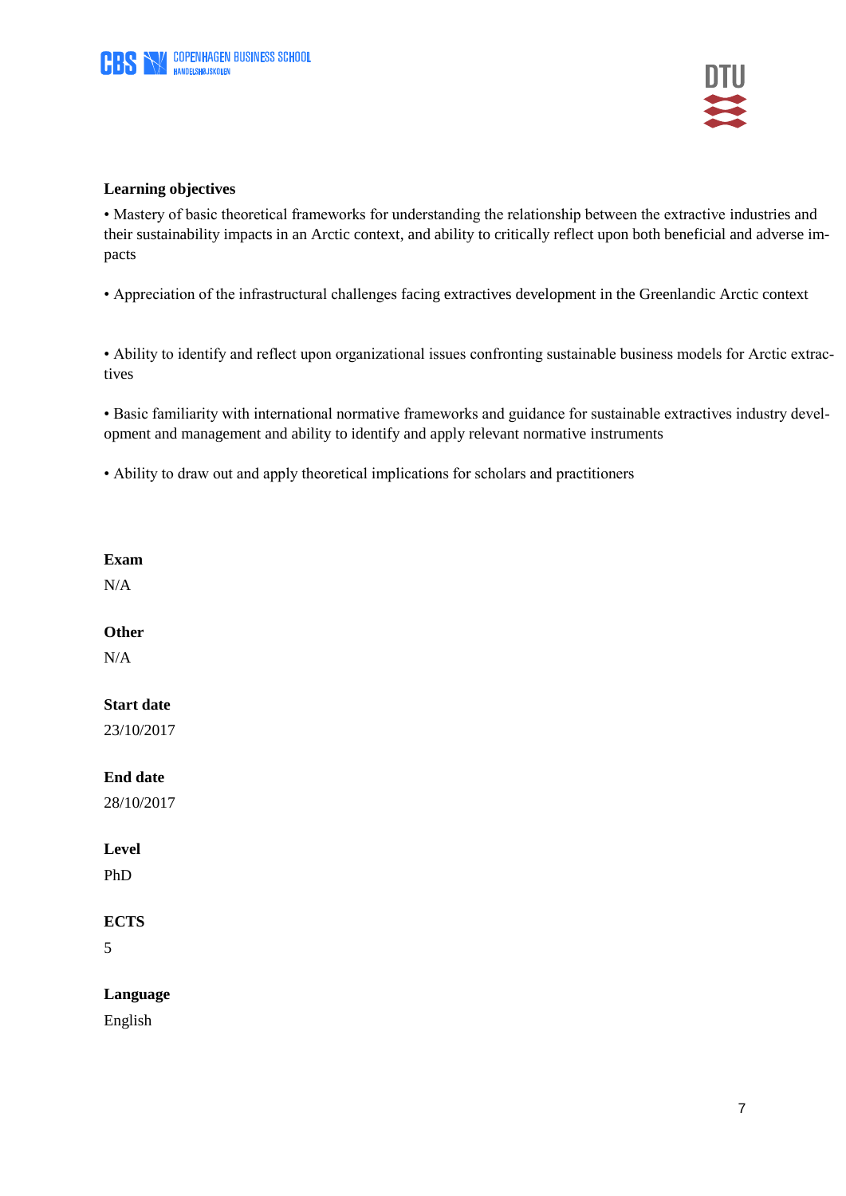**Learning objectives**

- Mastery of basic theoretical frameworks for understanding the relationship between the extractive industries and their sustainability impacts in an Arctic context, and ability to critically reflect upon both beneficial and adverse impacts

- Appreciation of the infrastructural challenges facing extractives development in the Greenlandic Arctic context

- Ability to identify and reflect upon organizational issues confronting sustainable business models for Arctic extractives

- Basic familiarity with international normative frameworks and guidance for sustainable extractives industry development and management and ability to identify and apply relevant normative instruments

- Ability to draw out and apply theoretical implications for scholars and practitioners

**Exam**

N/A

**Other**

N/A

**Start date**

23/10/2017

**End date**

28/10/2017

**Level**

PhD

**ECTS**

5

**Language**

English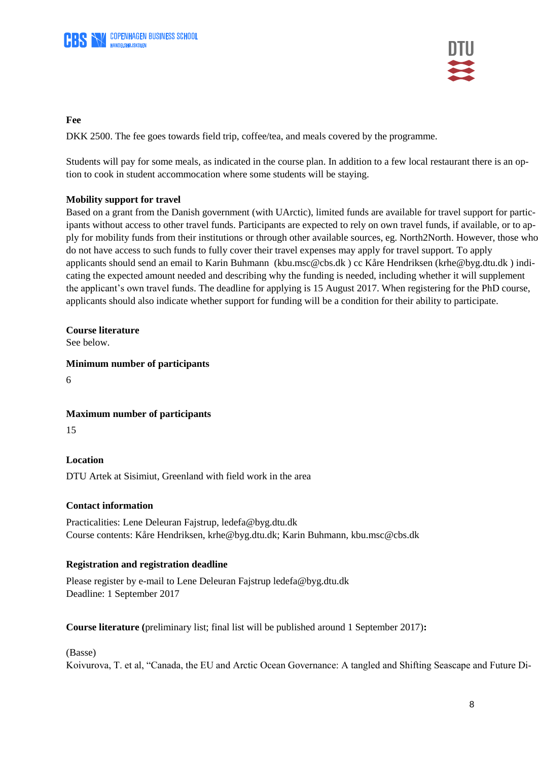**Fee**

DKK 2500. The fee goes towards field trip, coffee/tea, and meals covered by the programme.

Students will pay for some meals, as indicated in the course plan. In addition to a few local restaurant there is an option to cook in student accommocation where some students will be staying.

**Mobility support for travel**

Based on a grant from the Danish government (with UArctic), limited funds are available for travel support for participants without access to other travel funds. Participants are expected to rely on own travel funds, if available, or to apply for mobility funds from their institutions or through other available sources, eg. North2North. However, those who do not have access to such funds to fully cover their travel expenses may apply for travel support. To apply applicants should send an email to Karin Buhmann (kbu.msc@cbs.dk ) cc Kåre Hendriksen (krhe@byg.dtu.dk ) indicating the expected amount needed and describing why the funding is needed, including whether it will supplement the applicant's own travel funds. The deadline for applying is 15 August 2017. When registering for the PhD course, applicants should also indicate whether support for funding will be a condition for their ability to participate.

**Course literature**

See below.

**Minimum number of participants**

6

**Maximum number of participants**

15

**Location**

DTU Artek at Sisimiut, Greenland with field work in the area

**Contact information**

Practicalities: Lene Deleuran Fajstrup, ledefa@byg.dtu.dk
Course contents: Kåre Hendriksen, krhe@byg.dtu.dk; Karin Buhmann, kbu.msc@cbs.dk

**Registration and registration deadline**

Please register by e-mail to Lene Deleuran Fajstrup ledefa@byg.dtu.dk
Deadline: 1 September 2017

**Course literature (**preliminary list; final list will be published around 1 September 2017)**:**

(Basse)

Koivurova, T. et al, "Canada, the EU and Arctic Ocean Governance: A tangled and Shifting Seascape and Future Di-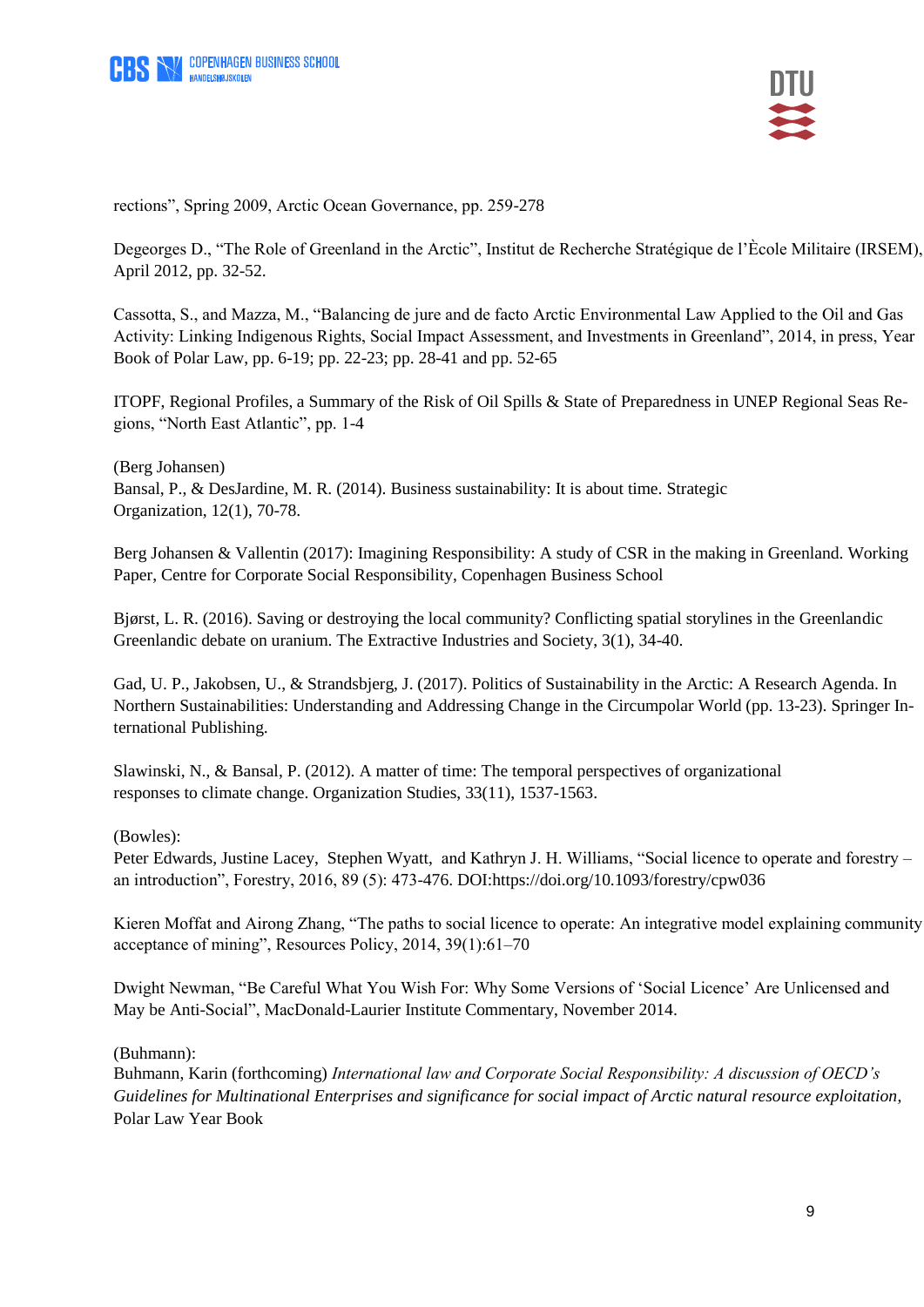rections", Spring 2009, Arctic Ocean Governance, pp. 259-278

Degeorges D., "The Role of Greenland in the Arctic", Institut de Recherche Stratégique de l'Ècole Militaire (IRSEM), April 2012, pp. 32-52.

Cassotta, S., and Mazza, M., "Balancing de jure and de facto Arctic Environmental Law Applied to the Oil and Gas Activity: Linking Indigenous Rights, Social Impact Assessment, and Investments in Greenland", 2014, in press, Year Book of Polar Law, pp. 6-19; pp. 22-23; pp. 28-41 and pp. 52-65

ITOPF, Regional Profiles, a Summary of the Risk of Oil Spills & State of Preparedness in UNEP Regional Seas Regions, "North East Atlantic", pp. 1-4

(Berg Johansen)
Bansal, P., & DesJardine, M. R. (2014). Business sustainability: It is about time. Strategic Organization, 12(1), 70-78.

Berg Johansen & Vallentin (2017): Imagining Responsibility: A study of CSR in the making in Greenland. Working Paper, Centre for Corporate Social Responsibility, Copenhagen Business School

Bjørst, L. R. (2016). Saving or destroying the local community? Conflicting spatial storylines in the Greenlandic Greenlandic debate on uranium. The Extractive Industries and Society, 3(1), 34-40.

Gad, U. P., Jakobsen, U., & Strandsbjerg, J. (2017). Politics of Sustainability in the Arctic: A Research Agenda. In Northern Sustainabilities: Understanding and Addressing Change in the Circumpolar World (pp. 13-23). Springer International Publishing.

Slawinski, N., & Bansal, P. (2012). A matter of time: The temporal perspectives of organizational responses to climate change. Organization Studies, 33(11), 1537-1563.

(Bowles):
Peter Edwards, Justine Lacey, Stephen Wyatt, and Kathryn J. H. Williams, "Social licence to operate and forestry – an introduction", Forestry, 2016, 89 (5): 473-476. DOI:https://doi.org/10.1093/forestry/cpw036

Kieren Moffat and Airong Zhang, "The paths to social licence to operate: An integrative model explaining community acceptance of mining", Resources Policy, 2014, 39(1):61–70

Dwight Newman, "Be Careful What You Wish For: Why Some Versions of 'Social Licence' Are Unlicensed and May be Anti-Social", MacDonald-Laurier Institute Commentary, November 2014.

(Buhmann):
Buhmann, Karin (forthcoming) *International law and Corporate Social Responsibility: A discussion of OECD's Guidelines for Multinational Enterprises and significance for social impact of Arctic natural resource exploitation*, Polar Law Year Book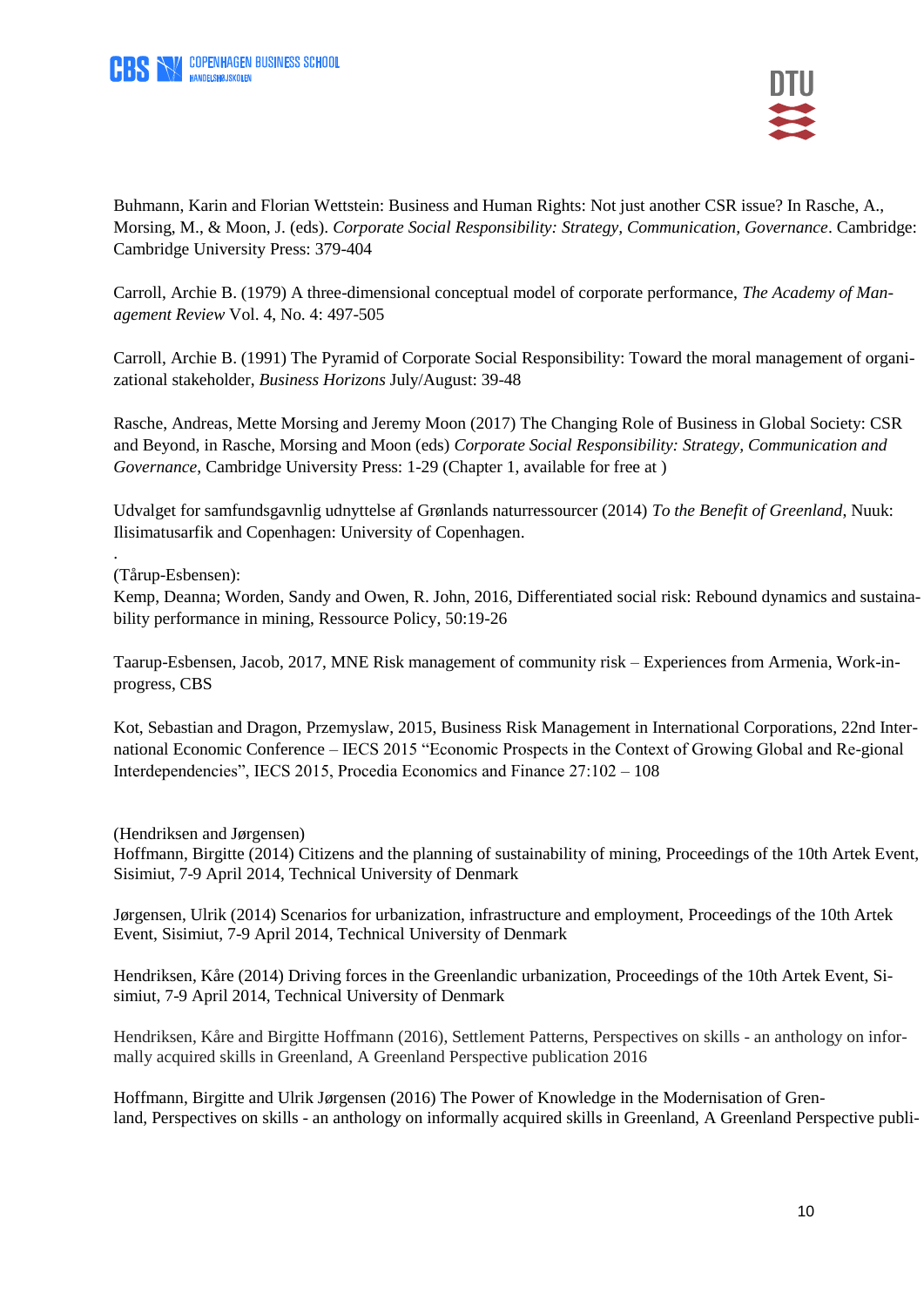Buhmann, Karin and Florian Wettstein: Business and Human Rights: Not just another CSR issue? In Rasche, A., Morsing, M., & Moon, J. (eds). *Corporate Social Responsibility: Strategy, Communication, Governance*. Cambridge: Cambridge University Press: 379-404

Carroll, Archie B. (1979) A three-dimensional conceptual model of corporate performance, *The Academy of Management Review* Vol. 4, No. 4: 497-505

Carroll, Archie B. (1991) The Pyramid of Corporate Social Responsibility: Toward the moral management of organizational stakeholder, *Business Horizons* July/August: 39-48

Rasche, Andreas, Mette Morsing and Jeremy Moon (2017) The Changing Role of Business in Global Society: CSR and Beyond, in Rasche, Morsing and Moon (eds) *Corporate Social Responsibility: Strategy, Communication and Governance*, Cambridge University Press: 1-29 (Chapter 1, available for free at )

Udvalget for samfundsgavnlig udnyttelse af Grønlands naturressourcer (2014) *To the Benefit of Greenland*, Nuuk: Ilisimatusarfik and Copenhagen: University of Copenhagen.

.

(Tårup-Esbensen):

Kemp, Deanna; Worden, Sandy and Owen, R. John, 2016, Differentiated social risk: Rebound dynamics and sustainability performance in mining, Ressource Policy, 50:19-26

Taarup-Esbensen, Jacob, 2017, MNE Risk management of community risk – Experiences from Armenia, Work-in-progress, CBS

Kot, Sebastian and Dragon, Przemyslaw, 2015, Business Risk Management in International Corporations, 22nd International Economic Conference – IECS 2015 "Economic Prospects in the Context of Growing Global and Re-gional Interdependencies", IECS 2015, Procedia Economics and Finance 27:102 – 108

(Hendriksen and Jørgensen)

Hoffmann, Birgitte (2014) Citizens and the planning of sustainability of mining, Proceedings of the 10th Artek Event, Sisimiut, 7-9 April 2014, Technical University of Denmark

Jørgensen, Ulrik (2014) Scenarios for urbanization, infrastructure and employment, Proceedings of the 10th Artek Event, Sisimiut, 7-9 April 2014, Technical University of Denmark

Hendriksen, Kåre (2014) Driving forces in the Greenlandic urbanization, Proceedings of the 10th Artek Event, Sisimiut, 7-9 April 2014, Technical University of Denmark

Hendriksen, Kåre and Birgitte Hoffmann (2016), Settlement Patterns, Perspectives on skills - an anthology on informally acquired skills in Greenland, A Greenland Perspective publication 2016

Hoffmann, Birgitte and Ulrik Jørgensen (2016) The Power of Knowledge in the Modernisation of Greenland, Perspectives on skills - an anthology on informally acquired skills in Greenland, A Greenland Perspective publi-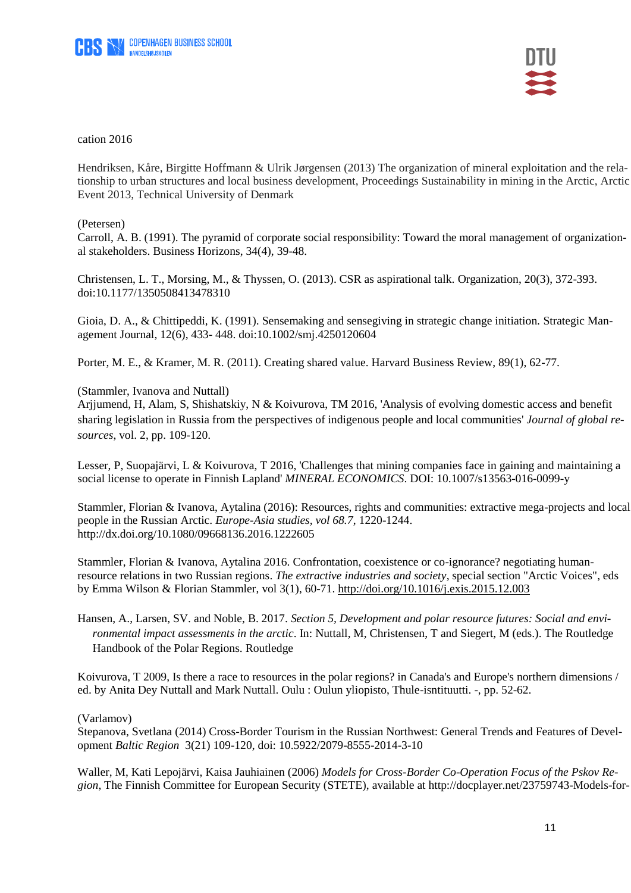cation 2016

Hendriksen, Kåre, Birgitte Hoffmann & Ulrik Jørgensen (2013) The organization of mineral exploitation and the relationship to urban structures and local business development, Proceedings Sustainability in mining in the Arctic, Arctic Event 2013, Technical University of Denmark

(Petersen)
Carroll, A. B. (1991). The pyramid of corporate social responsibility: Toward the moral management of organizational stakeholders. Business Horizons, 34(4), 39-48.

Christensen, L. T., Morsing, M., & Thyssen, O. (2013). CSR as aspirational talk. Organization, 20(3), 372-393. doi:10.1177/1350508413478310

Gioia, D. A., & Chittipeddi, K. (1991). Sensemaking and sensegiving in strategic change initiation. Strategic Management Journal, 12(6), 433- 448. doi:10.1002/smj.4250120604

Porter, M. E., & Kramer, M. R. (2011). Creating shared value. Harvard Business Review, 89(1), 62-77.

(Stammler, Ivanova and Nuttall)
Arjjumend, H, Alam, S, Shishatskiy, N & Koivurova, TM 2016, 'Analysis of evolving domestic access and benefit sharing legislation in Russia from the perspectives of indigenous people and local communities' *Journal of global resources*, vol. 2, pp. 109-120.

Lesser, P, Suopajärvi, L & Koivurova, T 2016, 'Challenges that mining companies face in gaining and maintaining a social license to operate in Finnish Lapland' *MINERAL ECONOMICS*. DOI: 10.1007/s13563-016-0099-y

Stammler, Florian & Ivanova, Aytalina (2016): Resources, rights and communities: extractive mega-projects and local people in the Russian Arctic. *Europe-Asia studies, vol 68.7*, 1220-1244. http://dx.doi.org/10.1080/09668136.2016.1222605

Stammler, Florian & Ivanova, Aytalina 2016. Confrontation, coexistence or co-ignorance? negotiating human-resource relations in two Russian regions. *The extractive industries and society*, special section "Arctic Voices", eds by Emma Wilson & Florian Stammler, vol 3(1), 60-71. http://doi.org/10.1016/j.exis.2015.12.003

Hansen, A., Larsen, SV. and Noble, B. 2017. *Section 5, Development and polar resource futures: Social and environmental impact assessments in the arctic*. In: Nuttall, M, Christensen, T and Siegert, M (eds.). The Routledge Handbook of the Polar Regions. Routledge

Koivurova, T 2009, Is there a race to resources in the polar regions? in Canada's and Europe's northern dimensions / ed. by Anita Dey Nuttall and Mark Nuttall. Oulu : Oulun yliopisto, Thule-isntituutti. -, pp. 52-62.

(Varlamov)
Stepanova, Svetlana (2014) Cross-Border Tourism in the Russian Northwest: General Trends and Features of Development *Baltic Region* 3(21) 109-120, doi: 10.5922/2079-8555-2014-3-10

Waller, M, Kati Lepojärvi, Kaisa Jauhiainen (2006) *Models for Cross-Border Co-Operation Focus of the Pskov Region*, The Finnish Committee for European Security (STETE), available at http://docplayer.net/23759743-Models-for-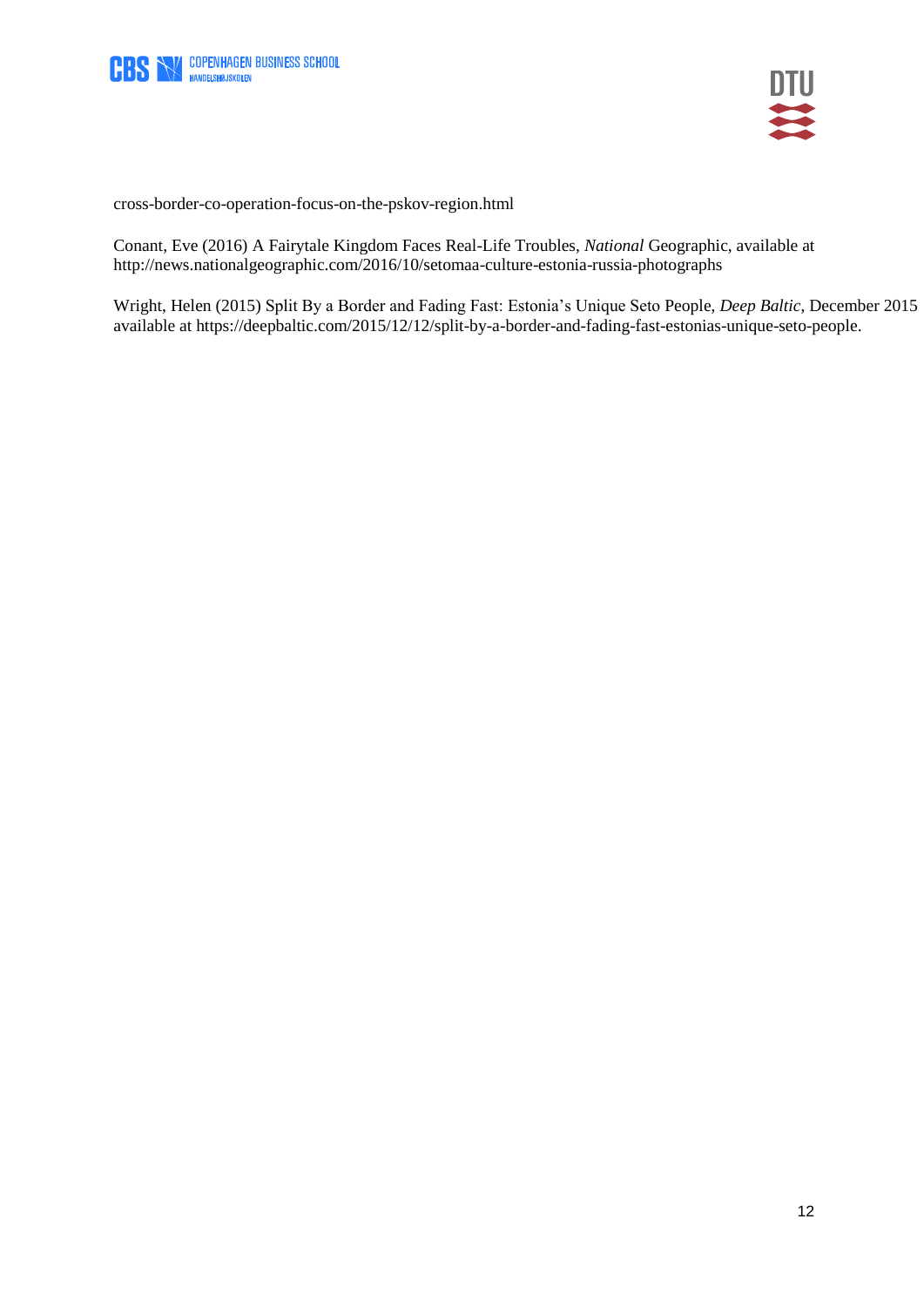cross-border-co-operation-focus-on-the-pskov-region.html

Conant, Eve (2016) A Fairytale Kingdom Faces Real-Life Troubles, *National* Geographic, available at http://news.nationalgeographic.com/2016/10/setomaa-culture-estonia-russia-photographs

Wright, Helen (2015) Split By a Border and Fading Fast: Estonia's Unique Seto People, *Deep Baltic*, December 2015 available at https://deepbaltic.com/2015/12/12/split-by-a-border-and-fading-fast-estonias-unique-seto-people.